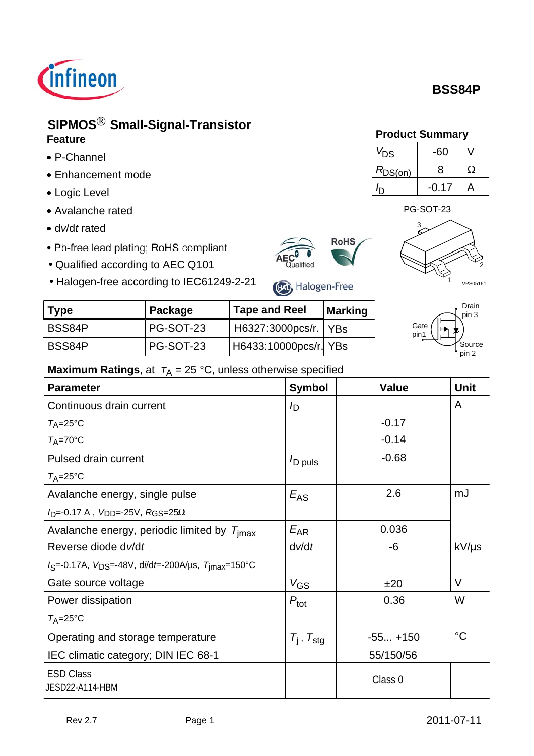# BSS84P

## SIPMOS® Small-Signal-Transistor

### Feature

- P-Channel
- Enhancement mode
- Logic Level
- Avalanche rated
- d*v*/d*t* rated
- Pb-free lead plating; RoHS compliant
- Qualified according to AEC Q101
- Halogen-free according to IEC61249-2-21

### Product Summary

| | | |
|---|---|---|
| $V_{DS}$ | -60 | V |
| $R_{DS(on)}$ | 8 | Ω |
| $I_D$ | -0.17 | A |

PG-SOT-23

| Type | Package | Tape and Reel | Marking |
|---|---|---|---|
| BSS84P | PG-SOT-23 | H6327:3000pcs/r. | YBs |
| BSS84P | PG-SOT-23 | H6433:10000pcs/r. | YBs |

Gate pin1, Drain pin 3, Source pin 2

**Maximum Ratings**, at $T_A$ = 25 °C, unless otherwise specified

| Parameter | Symbol | Value | Unit |
|---|---|---|---|
| Continuous drain current | $I_D$ | | A |
| $T_A$=25°C | | -0.17 | |
| $T_A$=70°C | | -0.14 | |
| Pulsed drain current $T_A$=25°C | $I_{D\ puls}$ | -0.68 | |
| Avalanche energy, single pulse $I_D$=-0.17 A , $V_{DD}$=-25V, $R_{GS}$=25Ω | $E_{AS}$ | 2.6 | mJ |
| Avalanche energy, periodic limited by $T_{jmax}$ | $E_{AR}$ | 0.036 | |
| Reverse diode d*v*/d*t* $I_S$=-0.17A, $V_{DS}$=-48V, d*i*/d*t*=-200A/µs, $T_{jmax}$=150°C | d*v*/d*t* | -6 | kV/µs |
| Gate source voltage | $V_{GS}$ | ±20 | V |
| Power dissipation $T_A$=25°C | $P_{tot}$ | 0.36 | W |
| Operating and storage temperature | $T_j$ , $T_{stg}$ | -55... +150 | °C |
| IEC climatic category; DIN IEC 68-1 | | 55/150/56 | |
| ESD Class JESD22-A114-HBM | | Class 0 | |

Rev 2.7 2011-07-11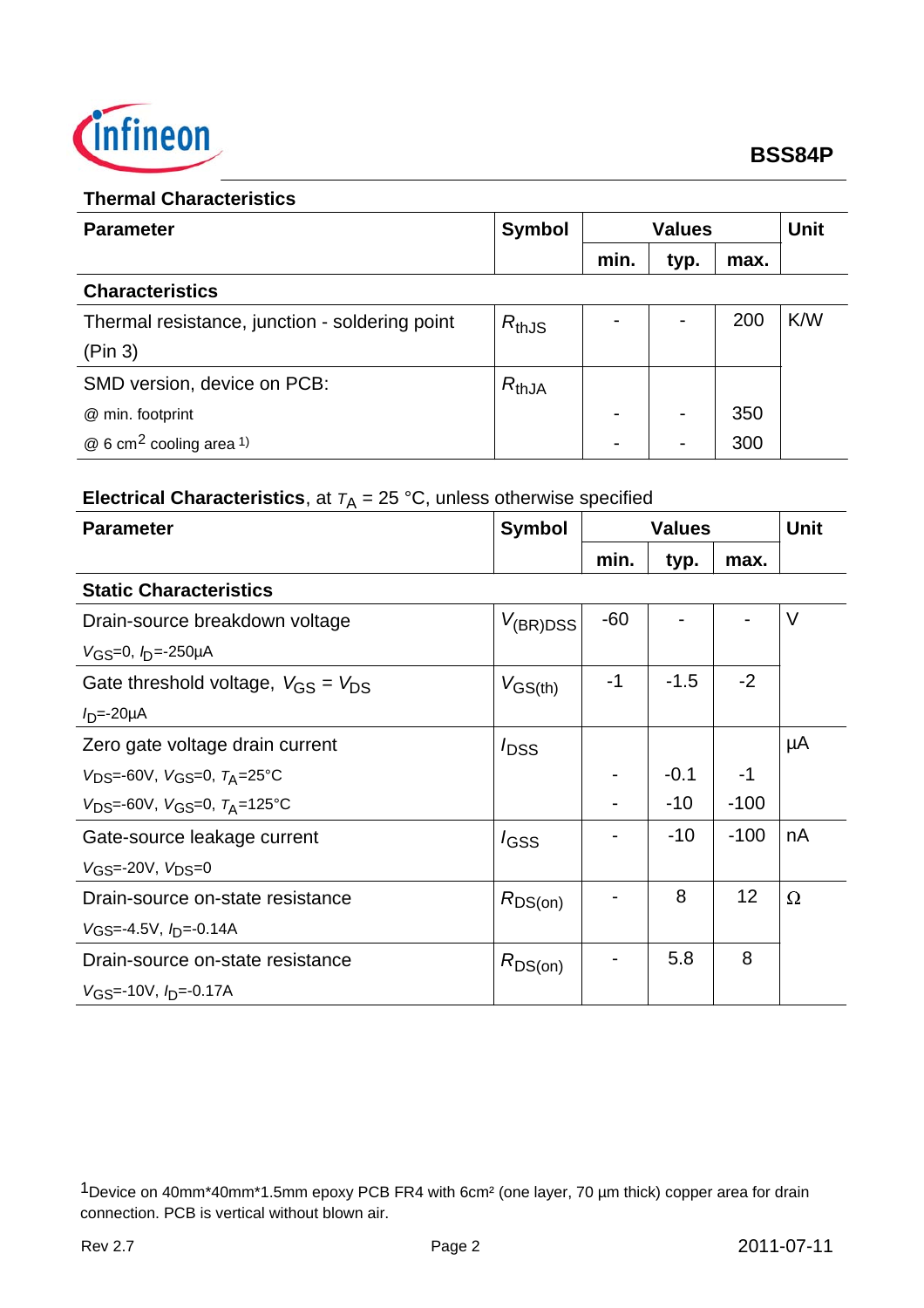## Thermal Characteristics

| Parameter | Symbol | Values | | | Unit |
|---|---|---|---|---|---|
| | | min. | typ. | max. | |
| **Characteristics** | | | | | |
| Thermal resistance, junction - soldering point (Pin 3) | $R_{thJS}$ | - | - | 200 | K/W |
| SMD version, device on PCB: | $R_{thJA}$ | | | | |
| @ min. footprint | | - | - | 350 | |
| @ 6 $cm^2$ cooling area [1] | | - | - | 300 | |

**Electrical Characteristics**, at $T_A$ = 25 °C, unless otherwise specified

| Parameter | Symbol | Values | | | Unit |
|---|---|---|---|---|---|
| | | min. | typ. | max. | |
| **Static Characteristics** | | | | | |
| Drain-source breakdown voltage<br>$V_{GS}$=0, $I_D$=-250µA | $V_{(BR)DSS}$ | -60 | - | - | V |
| Gate threshold voltage, $V_{GS}$ = $V_{DS}$<br>$I_D$=-20µA | $V_{GS(th)}$ | -1 | -1.5 | -2 | |
| Zero gate voltage drain current | $I_{DSS}$ | | | | µA |
| $V_{DS}$=-60V, $V_{GS}$=0, $T_A$=25°C | | - | -0.1 | -1 | |
| $V_{DS}$=-60V, $V_{GS}$=0, $T_A$=125°C | | - | -10 | -100 | |
| Gate-source leakage current<br>$V_{GS}$=-20V, $V_{DS}$=0 | $I_{GSS}$ | - | -10 | -100 | nA |
| Drain-source on-state resistance<br>$V_{GS}$=-4.5V, $I_D$=-0.14A | $R_{DS(on)}$ | - | 8 | 12 | Ω |
| Drain-source on-state resistance<br>$V_{GS}$=-10V, $I_D$=-0.17A | $R_{DS(on)}$ | - | 5.8 | 8 | |

[1] Device on 40mm*40mm*1.5mm epoxy PCB FR4 with 6cm² (one layer, 70 µm thick) copper area for drain connection. PCB is vertical without blown air.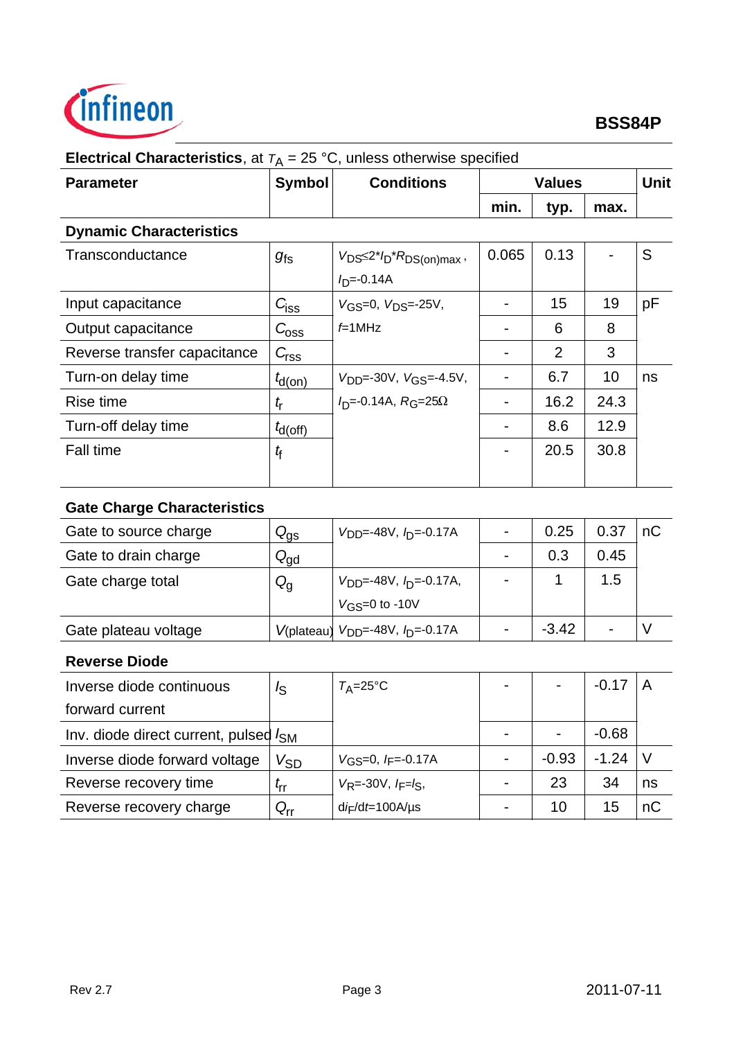**Electrical Characteristics**, at $T_A$ = 25 °C, unless otherwise specified

| Parameter | Symbol | Conditions | Values | | | Unit |
|---|---|---|---|---|---|---|
| | | | min. | typ. | max. | |
| **Dynamic Characteristics** | | | | | | |
| Transconductance | $g_{fs}$ | $V_{DS} \leq 2 * I_D * R_{DS(on)max}$ , $I_D$=-0.14A | 0.065 | 0.13 | - | S |
| Input capacitance | $C_{iss}$ | $V_{GS}$=0, $V_{DS}$=-25V, $f$=1MHz | - | 15 | 19 | pF |
| Output capacitance | $C_{oss}$ | | - | 6 | 8 | |
| Reverse transfer capacitance | $C_{rss}$ | | - | 2 | 3 | |
| Turn-on delay time | $t_{d(on)}$ | $V_{DD}$=-30V, $V_{GS}$=-4.5V, $I_D$=-0.14A, $R_G$=25Ω | - | 6.7 | 10 | ns |
| Rise time | $t_r$ | | - | 16.2 | 24.3 | |
| Turn-off delay time | $t_{d(off)}$ | | - | 8.6 | 12.9 | |
| Fall time | $t_f$ | | - | 20.5 | 30.8 | |
| **Gate Charge Characteristics** | | | | | | |
| Gate to source charge | $Q_{gs}$ | $V_{DD}$=-48V, $I_D$=-0.17A | - | 0.25 | 0.37 | nC |
| Gate to drain charge | $Q_{gd}$ | | - | 0.3 | 0.45 | |
| Gate charge total | $Q_g$ | $V_{DD}$=-48V, $I_D$=-0.17A, $V_{GS}$=0 to -10V | - | 1 | 1.5 | |
| Gate plateau voltage | $V_{(plateau)}$ | $V_{DD}$=-48V, $I_D$=-0.17A | - | -3.42 | - | V |
| **Reverse Diode** | | | | | | |
| Inverse diode continuous forward current | $I_S$ | $T_A$=25°C | - | - | -0.17 | A |
| Inv. diode direct current, pulsed | $I_{SM}$ | | - | - | -0.68 | |
| Inverse diode forward voltage | $V_{SD}$ | $V_{GS}$=0, $I_F$=-0.17A | - | -0.93 | -1.24 | V |
| Reverse recovery time | $t_{rr}$ | $V_R$=-30V, $I_F$=$I_S$, $di_F/dt$=100A/µs | - | 23 | 34 | ns |
| Reverse recovery charge | $Q_{rr}$ | | - | 10 | 15 | nC |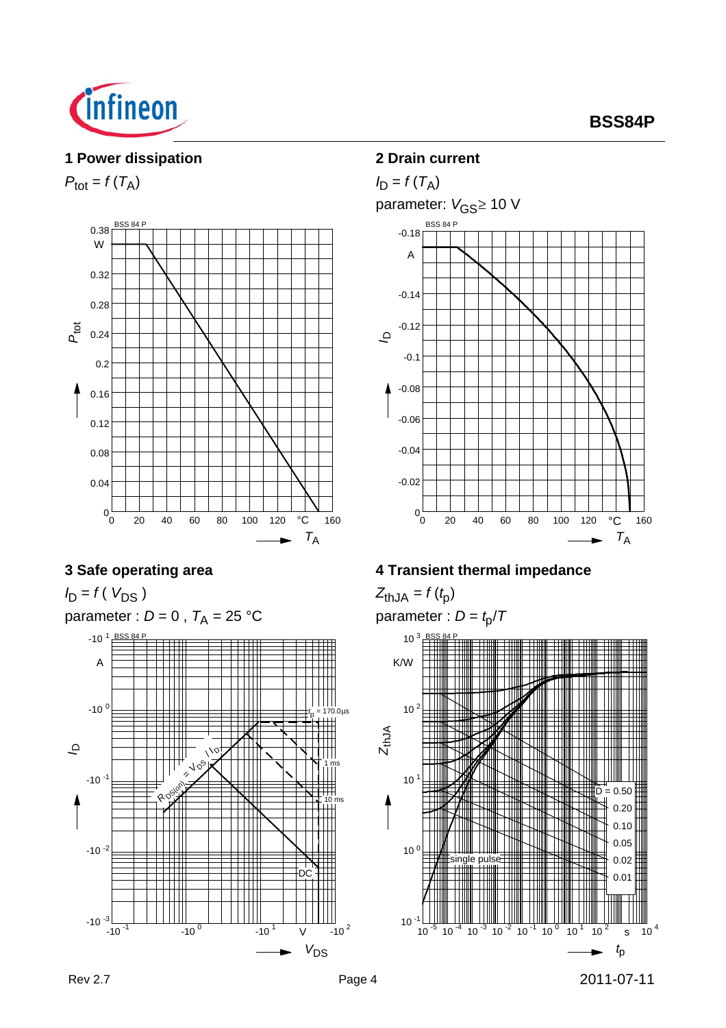## 1 Power dissipation

$P_{tot} = f(T_A)$

## 2 Drain current

$I_D = f(T_A)$

parameter: $V_{GS} \geq 10$ V

## 3 Safe operating area

$I_D = f(V_{DS})$

parameter : $D = 0$ , $T_A = 25$ °C

## 4 Transient thermal impedance

$Z_{thJA} = f(t_p)$

parameter : $D = t_p/T$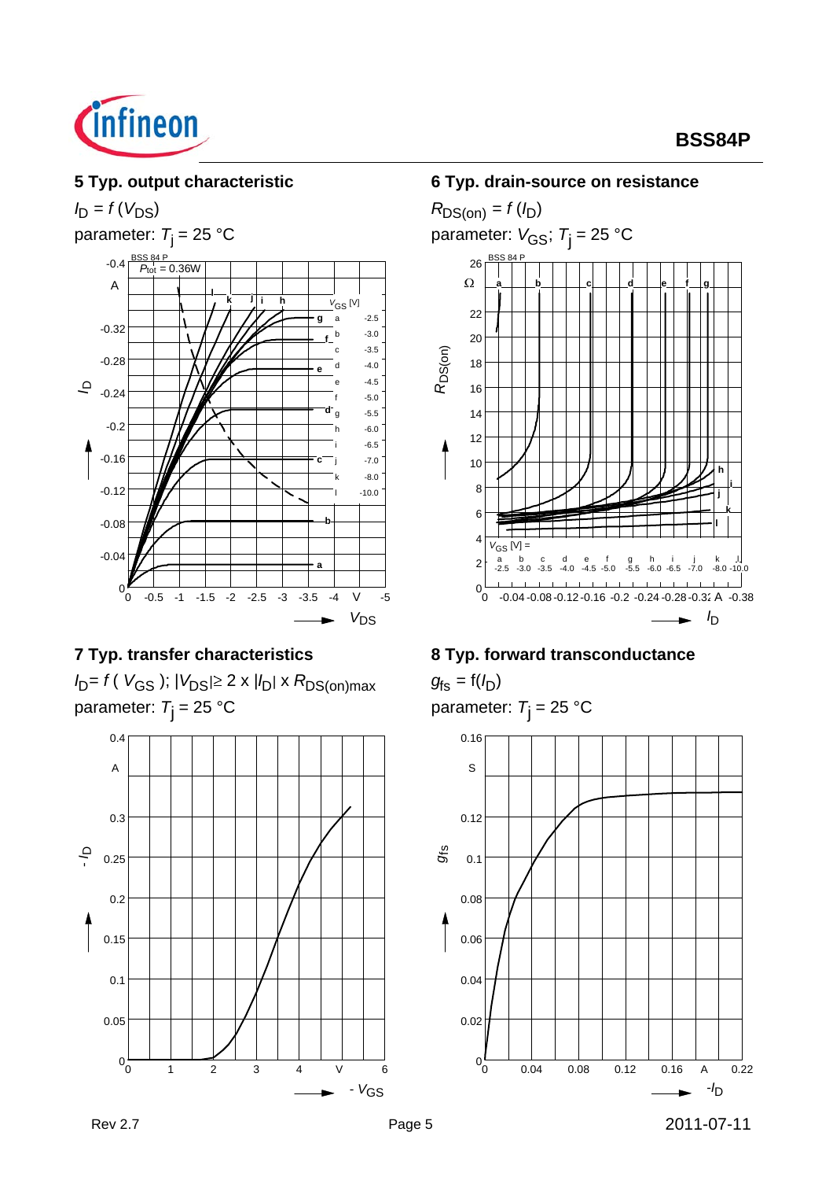## 5 Typ. output characteristic

$I_D = f(V_{DS})$

parameter: $T_j = 25\ °C$

BSS 84 P

$P_{tot} = 0.36W$

| $V_{GS}$ [V] | |
|---|---|
| a | -2.5 |
| b | -3.0 |
| c | -3.5 |
| d | -4.0 |
| e | -4.5 |
| f | -5.0 |
| g | -5.5 |
| h | -6.0 |
| i | -6.5 |
| j | -7.0 |
| k | -8.0 |
| l | -10.0 |

## 6 Typ. drain-source on resistance

$R_{DS(on)} = f(I_D)$

parameter: $V_{GS}$; $T_j = 25\ °C$

BSS 84 P

| $V_{GS}$ [V] = | a | b | c | d | e | f | g | h | i | j | k | l |
|---|---|---|---|---|---|---|---|---|---|---|---|---|
| | -2.5 | -3.0 | -3.5 | -4.0 | -4.5 | -5.0 | -5.5 | -6.0 | -6.5 | -7.0 | -8.0 | -10.0 |

## 7 Typ. transfer characteristics

$I_D = f(V_{GS})$; $|V_{DS}| \geq 2 \times |I_D| \times R_{DS(on)max}$

parameter: $T_j = 25\ °C$

## 8 Typ. forward transconductance

$g_{fs} = f(I_D)$

parameter: $T_j = 25\ °C$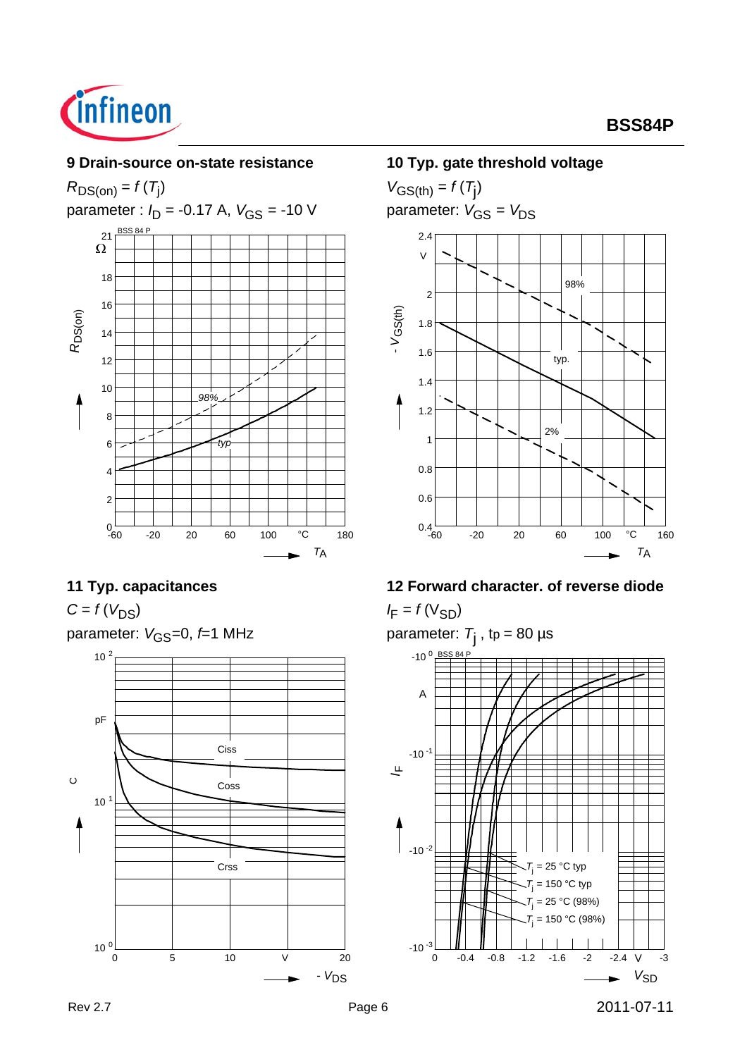## 9 Drain-source on-state resistance

$R_{DS(on)} = f(T_j)$

parameter : $I_D$ = -0.17 A, $V_{GS}$ = -10 V

## 10 Typ. gate threshold voltage

$V_{GS(th)} = f(T_j)$

parameter: $V_{GS} = V_{DS}$

## 11 Typ. capacitances

$C = f(V_{DS})$

parameter: $V_{GS}$=0, $f$=1 MHz

## 12 Forward character. of reverse diode

$I_F = f(V_{SD})$

parameter: $T_j$ , tp = 80 µs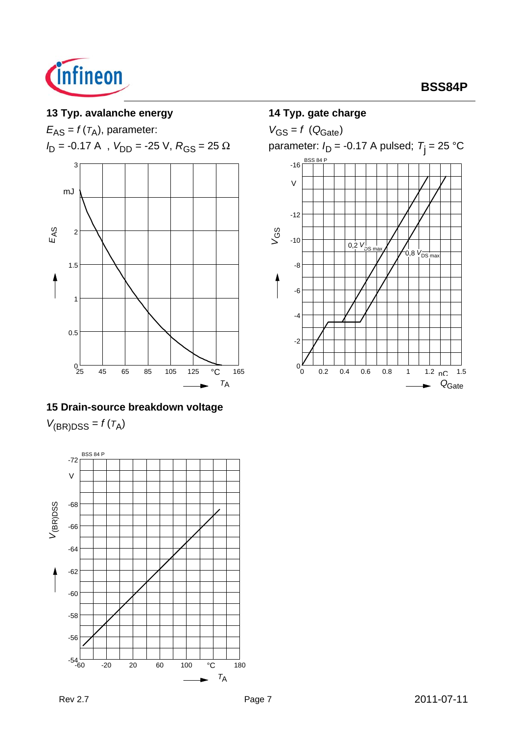### 13 Typ. avalanche energy

$E_{AS} = f(T_A)$, parameter:

$I_D$ = -0.17 A , $V_{DD}$ = -25 V, $R_{GS}$ = 25 Ω

### 14 Typ. gate charge

$V_{GS} = f(Q_{Gate})$

parameter: $I_D$ = -0.17 A pulsed; $T_j$ = 25 °C

### 15 Drain-source breakdown voltage

$V_{(BR)DSS} = f(T_A)$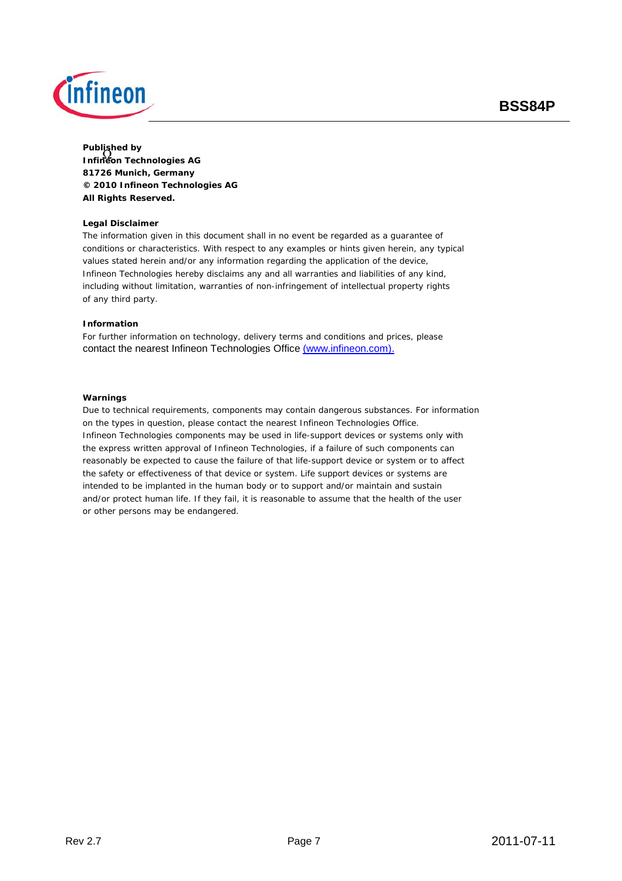**Published by**
**Infineon Technologies AG**
**81726 Munich, Germany**
**© 2010 Infineon Technologies AG**
**All Rights Reserved.**

**Legal Disclaimer**

The information given in this document shall in no event be regarded as a guarantee of conditions or characteristics. With respect to any examples or hints given herein, any typical values stated herein and/or any information regarding the application of the device, Infineon Technologies hereby disclaims any and all warranties and liabilities of any kind, including without limitation, warranties of non-infringement of intellectual property rights of any third party.

**Information**

For further information on technology, delivery terms and conditions and prices, please contact the nearest Infineon Technologies Office (www.infineon.com).

**Warnings**

Due to technical requirements, components may contain dangerous substances. For information on the types in question, please contact the nearest Infineon Technologies Office.
Infineon Technologies components may be used in life-support devices or systems only with the express written approval of Infineon Technologies, if a failure of such components can reasonably be expected to cause the failure of that life-support device or system or to affect the safety or effectiveness of that device or system. Life support devices or systems are intended to be implanted in the human body or to support and/or maintain and sustain and/or protect human life. If they fail, it is reasonable to assume that the health of the user or other persons may be endangered.